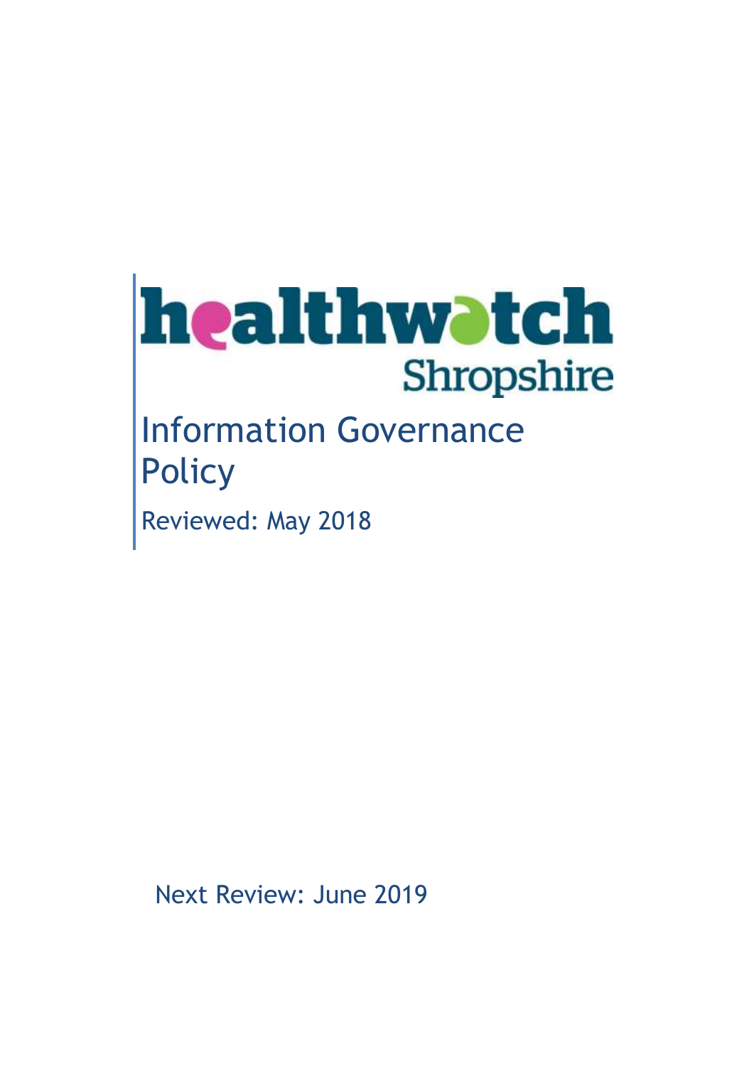healthwatch Shropshire

# Information Governance Policy

Reviewed: May 2018

Next Review: June 2019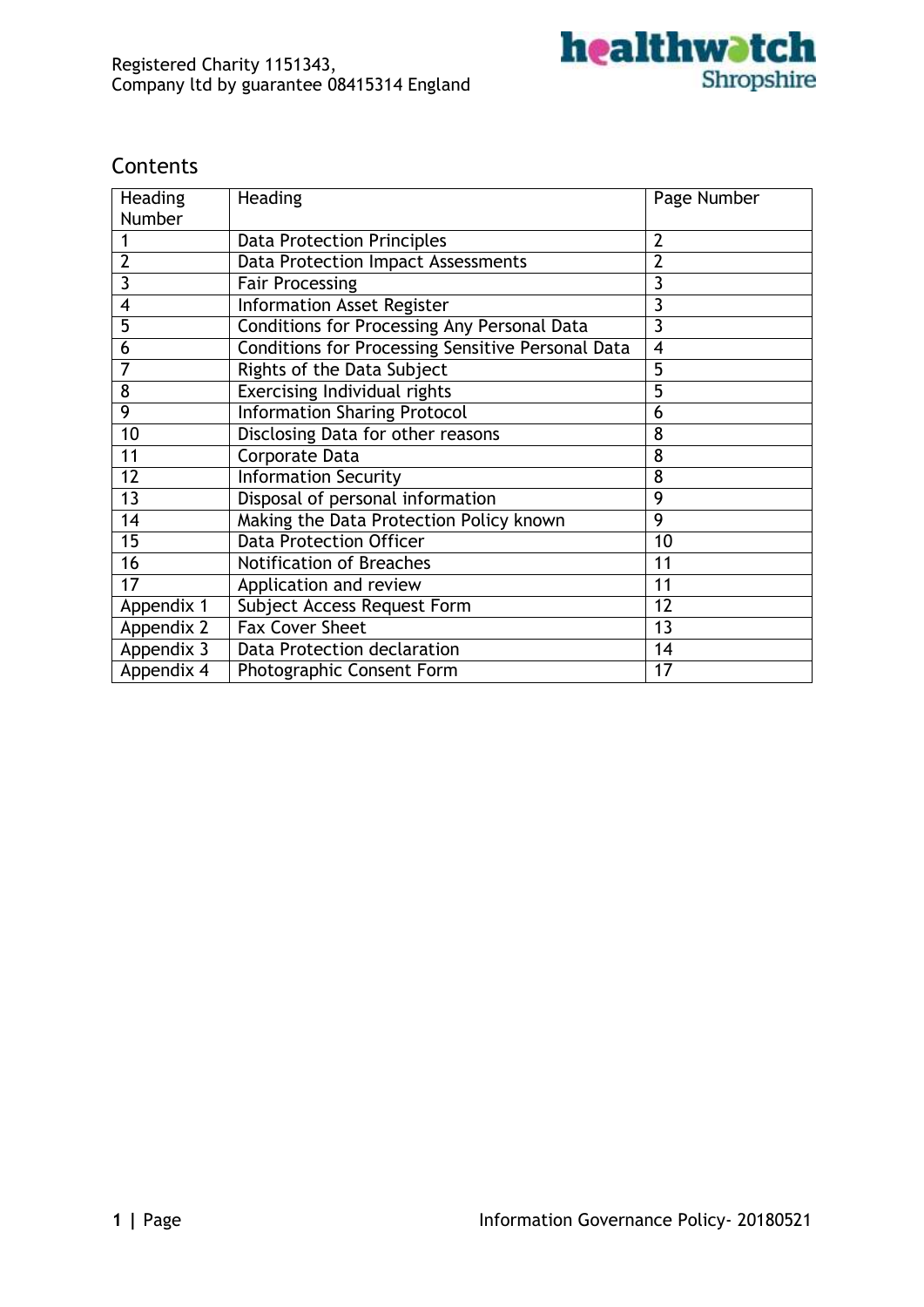## Contents

| Heading Number | Heading | Page Number |
|---|---|---|
| 1 | Data Protection Principles | 2 |
| 2 | Data Protection Impact Assessments | 2 |
| 3 | Fair Processing | 3 |
| 4 | Information Asset Register | 3 |
| 5 | Conditions for Processing Any Personal Data | 3 |
| 6 | Conditions for Processing Sensitive Personal Data | 4 |
| 7 | Rights of the Data Subject | 5 |
| 8 | Exercising Individual rights | 5 |
| 9 | Information Sharing Protocol | 6 |
| 10 | Disclosing Data for other reasons | 8 |
| 11 | Corporate Data | 8 |
| 12 | Information Security | 8 |
| 13 | Disposal of personal information | 9 |
| 14 | Making the Data Protection Policy known | 9 |
| 15 | Data Protection Officer | 10 |
| 16 | Notification of Breaches | 11 |
| 17 | Application and review | 11 |
| Appendix 1 | Subject Access Request Form | 12 |
| Appendix 2 | Fax Cover Sheet | 13 |
| Appendix 3 | Data Protection declaration | 14 |
| Appendix 4 | Photographic Consent Form | 17 |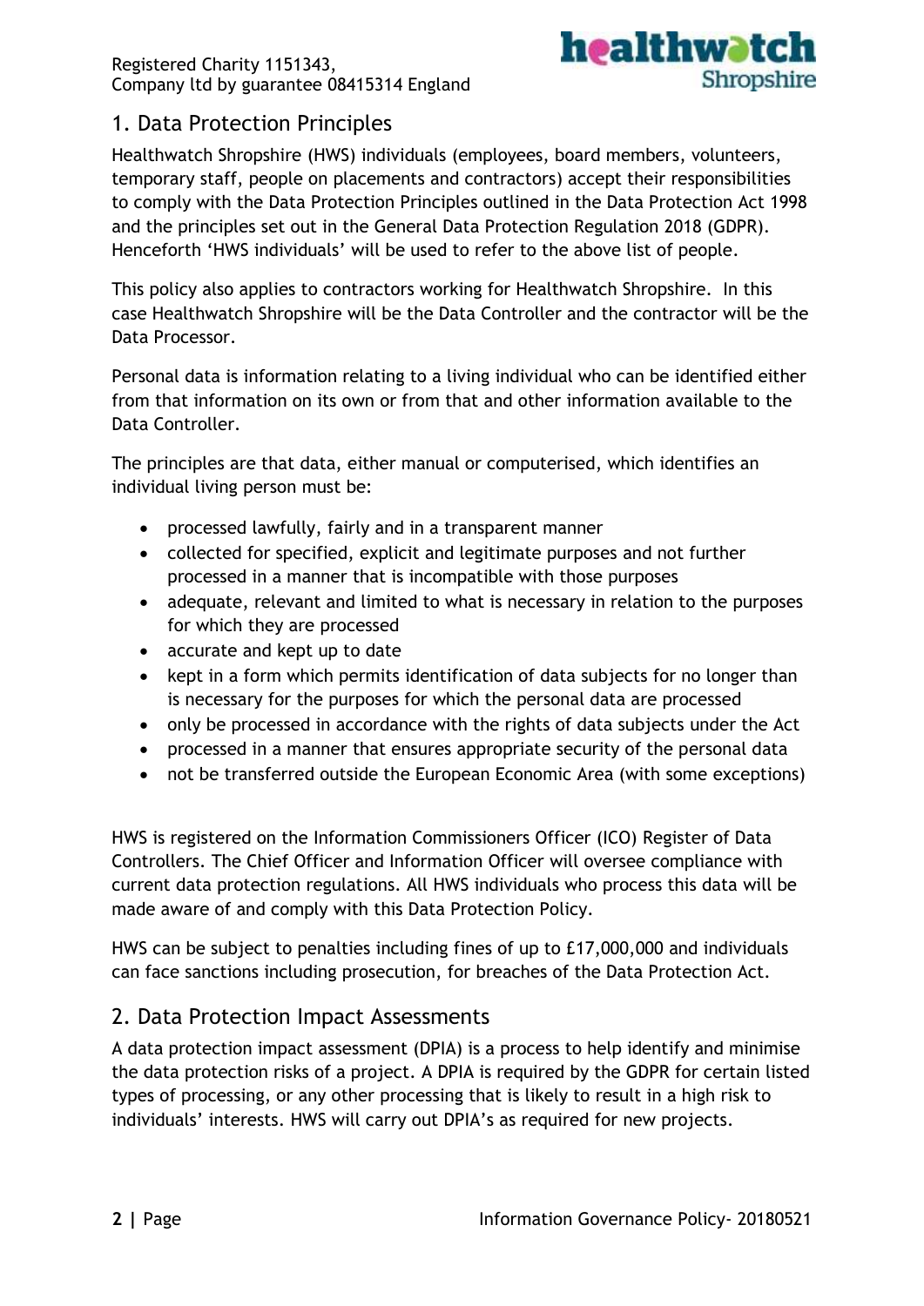## 1. Data Protection Principles

Healthwatch Shropshire (HWS) individuals (employees, board members, volunteers, temporary staff, people on placements and contractors) accept their responsibilities to comply with the Data Protection Principles outlined in the Data Protection Act 1998 and the principles set out in the General Data Protection Regulation 2018 (GDPR). Henceforth 'HWS individuals' will be used to refer to the above list of people.

This policy also applies to contractors working for Healthwatch Shropshire. In this case Healthwatch Shropshire will be the Data Controller and the contractor will be the Data Processor.

Personal data is information relating to a living individual who can be identified either from that information on its own or from that and other information available to the Data Controller.

The principles are that data, either manual or computerised, which identifies an individual living person must be:

- processed lawfully, fairly and in a transparent manner
- collected for specified, explicit and legitimate purposes and not further processed in a manner that is incompatible with those purposes
- adequate, relevant and limited to what is necessary in relation to the purposes for which they are processed
- accurate and kept up to date
- kept in a form which permits identification of data subjects for no longer than is necessary for the purposes for which the personal data are processed
- only be processed in accordance with the rights of data subjects under the Act
- processed in a manner that ensures appropriate security of the personal data
- not be transferred outside the European Economic Area (with some exceptions)

HWS is registered on the Information Commissioners Officer (ICO) Register of Data Controllers. The Chief Officer and Information Officer will oversee compliance with current data protection regulations. All HWS individuals who process this data will be made aware of and comply with this Data Protection Policy.

HWS can be subject to penalties including fines of up to £17,000,000 and individuals can face sanctions including prosecution, for breaches of the Data Protection Act.

## 2. Data Protection Impact Assessments

A data protection impact assessment (DPIA) is a process to help identify and minimise the data protection risks of a project. A DPIA is required by the GDPR for certain listed types of processing, or any other processing that is likely to result in a high risk to individuals' interests. HWS will carry out DPIA's as required for new projects.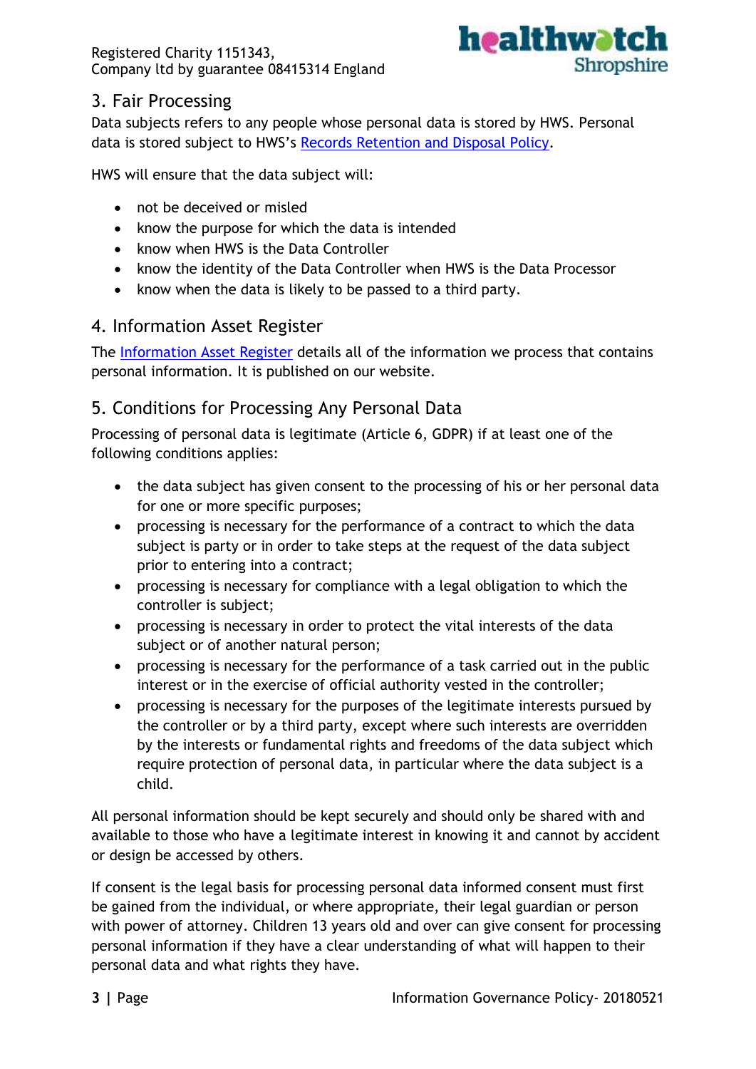## 3. Fair Processing

Data subjects refers to any people whose personal data is stored by HWS. Personal data is stored subject to HWS's Records Retention and Disposal Policy.

HWS will ensure that the data subject will:

- not be deceived or misled
- know the purpose for which the data is intended
- know when HWS is the Data Controller
- know the identity of the Data Controller when HWS is the Data Processor
- know when the data is likely to be passed to a third party.

## 4. Information Asset Register

The Information Asset Register details all of the information we process that contains personal information. It is published on our website.

## 5. Conditions for Processing Any Personal Data

Processing of personal data is legitimate (Article 6, GDPR) if at least one of the following conditions applies:

- the data subject has given consent to the processing of his or her personal data for one or more specific purposes;
- processing is necessary for the performance of a contract to which the data subject is party or in order to take steps at the request of the data subject prior to entering into a contract;
- processing is necessary for compliance with a legal obligation to which the controller is subject;
- processing is necessary in order to protect the vital interests of the data subject or of another natural person;
- processing is necessary for the performance of a task carried out in the public interest or in the exercise of official authority vested in the controller;
- processing is necessary for the purposes of the legitimate interests pursued by the controller or by a third party, except where such interests are overridden by the interests or fundamental rights and freedoms of the data subject which require protection of personal data, in particular where the data subject is a child.

All personal information should be kept securely and should only be shared with and available to those who have a legitimate interest in knowing it and cannot by accident or design be accessed by others.

If consent is the legal basis for processing personal data informed consent must first be gained from the individual, or where appropriate, their legal guardian or person with power of attorney. Children 13 years old and over can give consent for processing personal information if they have a clear understanding of what will happen to their personal data and what rights they have.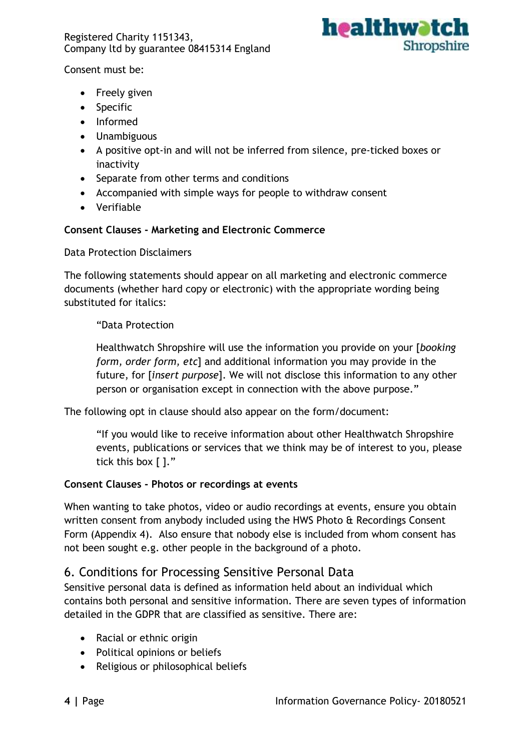Consent must be:

- Freely given
- Specific
- Informed
- Unambiguous
- A positive opt-in and will not be inferred from silence, pre-ticked boxes or inactivity
- Separate from other terms and conditions
- Accompanied with simple ways for people to withdraw consent
- Verifiable

**Consent Clauses - Marketing and Electronic Commerce**

Data Protection Disclaimers

The following statements should appear on all marketing and electronic commerce documents (whether hard copy or electronic) with the appropriate wording being substituted for italics:

> "Data Protection
>
> Healthwatch Shropshire will use the information you provide on your [*booking form, order form, etc*] and additional information you may provide in the future, for [*insert purpose*]. We will not disclose this information to any other person or organisation except in connection with the above purpose."

The following opt in clause should also appear on the form/document:

> "If you would like to receive information about other Healthwatch Shropshire events, publications or services that we think may be of interest to you, please tick this box [ ]."

**Consent Clauses - Photos or recordings at events**

When wanting to take photos, video or audio recordings at events, ensure you obtain written consent from anybody included using the HWS Photo & Recordings Consent Form (Appendix 4). Also ensure that nobody else is included from whom consent has not been sought e.g. other people in the background of a photo.

## 6. Conditions for Processing Sensitive Personal Data

Sensitive personal data is defined as information held about an individual which contains both personal and sensitive information. There are seven types of information detailed in the GDPR that are classified as sensitive. There are:

- Racial or ethnic origin
- Political opinions or beliefs
- Religious or philosophical beliefs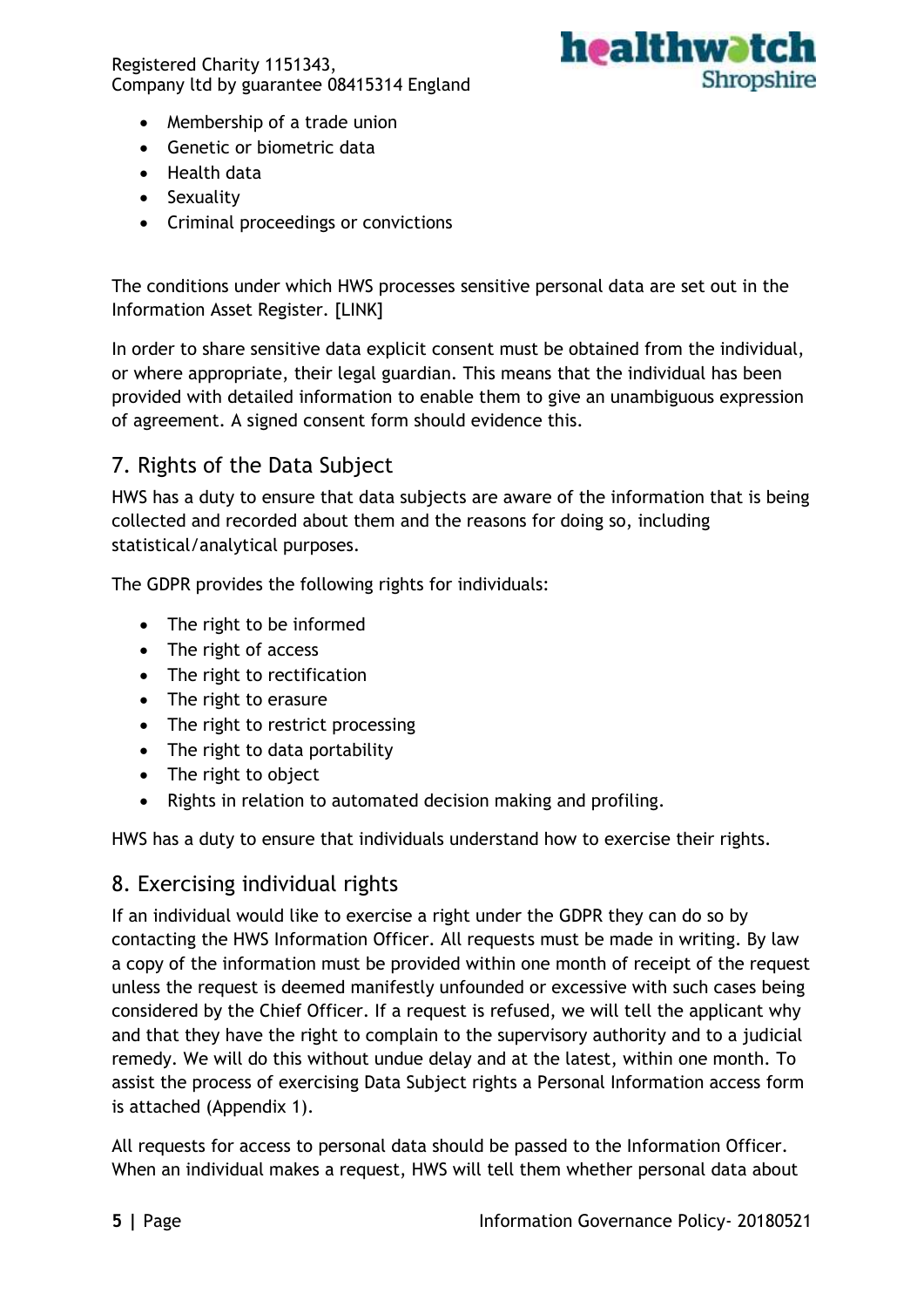- Membership of a trade union
- Genetic or biometric data
- Health data
- Sexuality
- Criminal proceedings or convictions

The conditions under which HWS processes sensitive personal data are set out in the Information Asset Register. [LINK]

In order to share sensitive data explicit consent must be obtained from the individual, or where appropriate, their legal guardian. This means that the individual has been provided with detailed information to enable them to give an unambiguous expression of agreement. A signed consent form should evidence this.

## 7. Rights of the Data Subject

HWS has a duty to ensure that data subjects are aware of the information that is being collected and recorded about them and the reasons for doing so, including statistical/analytical purposes.

The GDPR provides the following rights for individuals:

- The right to be informed
- The right of access
- The right to rectification
- The right to erasure
- The right to restrict processing
- The right to data portability
- The right to object
- Rights in relation to automated decision making and profiling.

HWS has a duty to ensure that individuals understand how to exercise their rights.

## 8. Exercising individual rights

If an individual would like to exercise a right under the GDPR they can do so by contacting the HWS Information Officer. All requests must be made in writing. By law a copy of the information must be provided within one month of receipt of the request unless the request is deemed manifestly unfounded or excessive with such cases being considered by the Chief Officer. If a request is refused, we will tell the applicant why and that they have the right to complain to the supervisory authority and to a judicial remedy. We will do this without undue delay and at the latest, within one month. To assist the process of exercising Data Subject rights a Personal Information access form is attached (Appendix 1).

All requests for access to personal data should be passed to the Information Officer. When an individual makes a request, HWS will tell them whether personal data about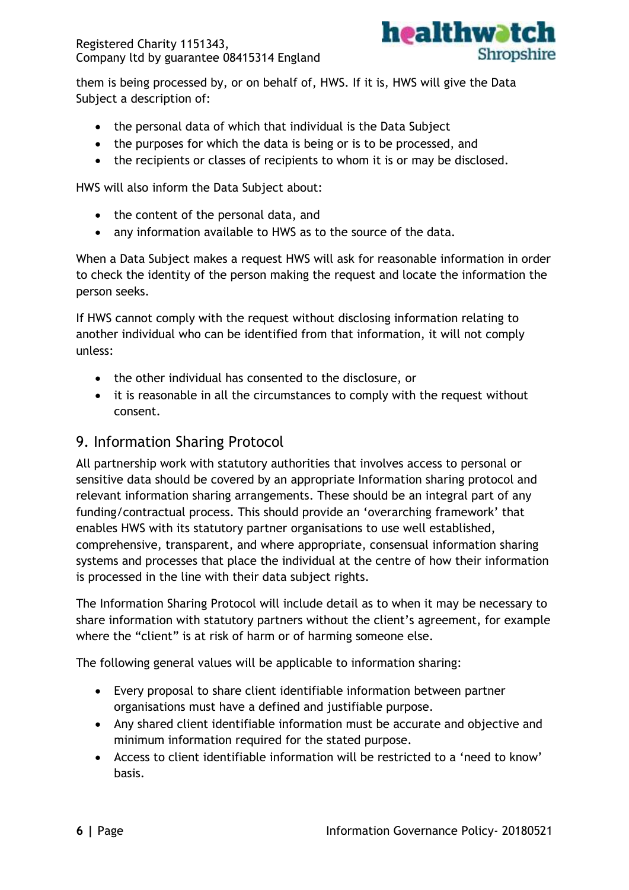them is being processed by, or on behalf of, HWS. If it is, HWS will give the Data Subject a description of:

- the personal data of which that individual is the Data Subject
- the purposes for which the data is being or is to be processed, and
- the recipients or classes of recipients to whom it is or may be disclosed.

HWS will also inform the Data Subject about:

- the content of the personal data, and
- any information available to HWS as to the source of the data.

When a Data Subject makes a request HWS will ask for reasonable information in order to check the identity of the person making the request and locate the information the person seeks.

If HWS cannot comply with the request without disclosing information relating to another individual who can be identified from that information, it will not comply unless:

- the other individual has consented to the disclosure, or
- it is reasonable in all the circumstances to comply with the request without consent.

## 9. Information Sharing Protocol

All partnership work with statutory authorities that involves access to personal or sensitive data should be covered by an appropriate Information sharing protocol and relevant information sharing arrangements. These should be an integral part of any funding/contractual process. This should provide an 'overarching framework' that enables HWS with its statutory partner organisations to use well established, comprehensive, transparent, and where appropriate, consensual information sharing systems and processes that place the individual at the centre of how their information is processed in the line with their data subject rights.

The Information Sharing Protocol will include detail as to when it may be necessary to share information with statutory partners without the client's agreement, for example where the "client" is at risk of harm or of harming someone else.

The following general values will be applicable to information sharing:

- Every proposal to share client identifiable information between partner organisations must have a defined and justifiable purpose.
- Any shared client identifiable information must be accurate and objective and minimum information required for the stated purpose.
- Access to client identifiable information will be restricted to a 'need to know' basis.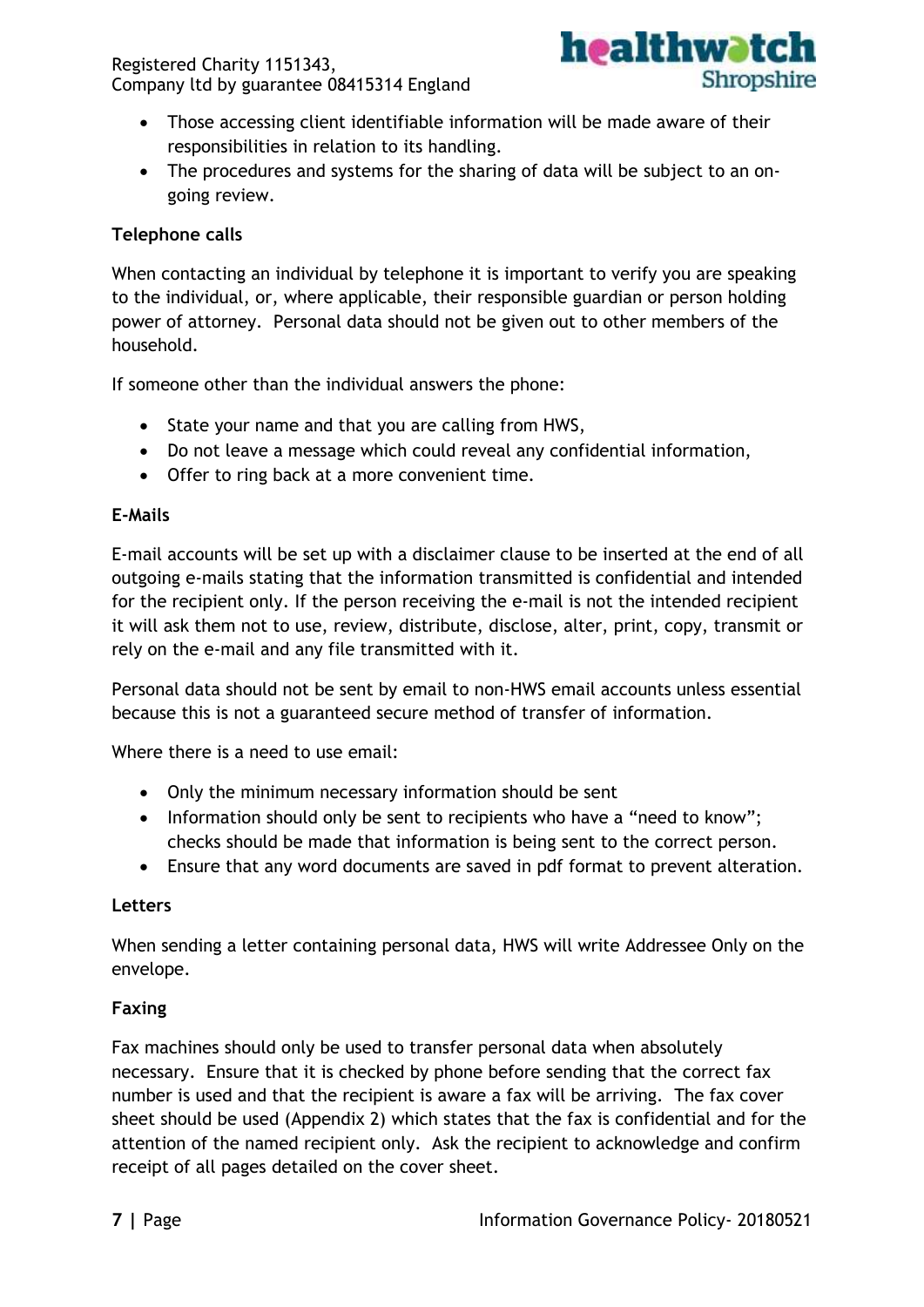- Those accessing client identifiable information will be made aware of their responsibilities in relation to its handling.
- The procedures and systems for the sharing of data will be subject to an on-going review.

**Telephone calls**

When contacting an individual by telephone it is important to verify you are speaking to the individual, or, where applicable, their responsible guardian or person holding power of attorney. Personal data should not be given out to other members of the household.

If someone other than the individual answers the phone:

- State your name and that you are calling from HWS,
- Do not leave a message which could reveal any confidential information,
- Offer to ring back at a more convenient time.

**E-Mails**

E-mail accounts will be set up with a disclaimer clause to be inserted at the end of all outgoing e-mails stating that the information transmitted is confidential and intended for the recipient only. If the person receiving the e-mail is not the intended recipient it will ask them not to use, review, distribute, disclose, alter, print, copy, transmit or rely on the e-mail and any file transmitted with it.

Personal data should not be sent by email to non-HWS email accounts unless essential because this is not a guaranteed secure method of transfer of information.

Where there is a need to use email:

- Only the minimum necessary information should be sent
- Information should only be sent to recipients who have a "need to know"; checks should be made that information is being sent to the correct person.
- Ensure that any word documents are saved in pdf format to prevent alteration.

**Letters**

When sending a letter containing personal data, HWS will write Addressee Only on the envelope.

**Faxing**

Fax machines should only be used to transfer personal data when absolutely necessary. Ensure that it is checked by phone before sending that the correct fax number is used and that the recipient is aware a fax will be arriving. The fax cover sheet should be used (Appendix 2) which states that the fax is confidential and for the attention of the named recipient only. Ask the recipient to acknowledge and confirm receipt of all pages detailed on the cover sheet.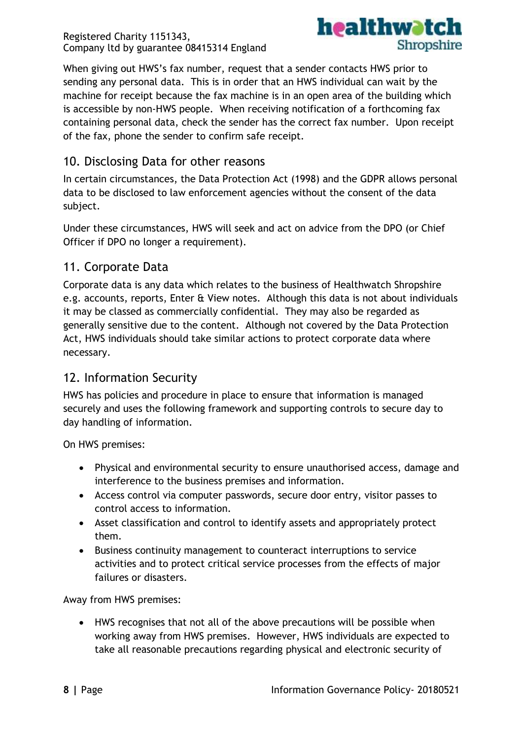When giving out HWS's fax number, request that a sender contacts HWS prior to sending any personal data. This is in order that an HWS individual can wait by the machine for receipt because the fax machine is in an open area of the building which is accessible by non-HWS people. When receiving notification of a forthcoming fax containing personal data, check the sender has the correct fax number. Upon receipt of the fax, phone the sender to confirm safe receipt.

## 10. Disclosing Data for other reasons

In certain circumstances, the Data Protection Act (1998) and the GDPR allows personal data to be disclosed to law enforcement agencies without the consent of the data subject.

Under these circumstances, HWS will seek and act on advice from the DPO (or Chief Officer if DPO no longer a requirement).

## 11. Corporate Data

Corporate data is any data which relates to the business of Healthwatch Shropshire e.g. accounts, reports, Enter & View notes. Although this data is not about individuals it may be classed as commercially confidential. They may also be regarded as generally sensitive due to the content. Although not covered by the Data Protection Act, HWS individuals should take similar actions to protect corporate data where necessary.

## 12. Information Security

HWS has policies and procedure in place to ensure that information is managed securely and uses the following framework and supporting controls to secure day to day handling of information.

On HWS premises:

- Physical and environmental security to ensure unauthorised access, damage and interference to the business premises and information.
- Access control via computer passwords, secure door entry, visitor passes to control access to information.
- Asset classification and control to identify assets and appropriately protect them.
- Business continuity management to counteract interruptions to service activities and to protect critical service processes from the effects of major failures or disasters.

Away from HWS premises:

- HWS recognises that not all of the above precautions will be possible when working away from HWS premises. However, HWS individuals are expected to take all reasonable precautions regarding physical and electronic security of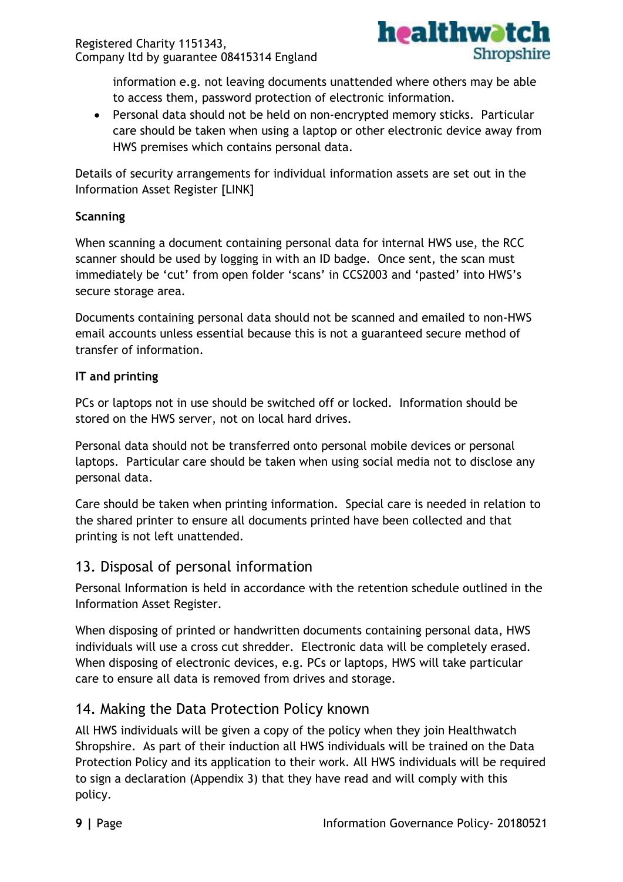information e.g. not leaving documents unattended where others may be able to access them, password protection of electronic information.

- Personal data should not be held on non-encrypted memory sticks. Particular care should be taken when using a laptop or other electronic device away from HWS premises which contains personal data.

Details of security arrangements for individual information assets are set out in the Information Asset Register [LINK]

**Scanning**

When scanning a document containing personal data for internal HWS use, the RCC scanner should be used by logging in with an ID badge. Once sent, the scan must immediately be 'cut' from open folder 'scans' in CCS2003 and 'pasted' into HWS's secure storage area.

Documents containing personal data should not be scanned and emailed to non-HWS email accounts unless essential because this is not a guaranteed secure method of transfer of information.

**IT and printing**

PCs or laptops not in use should be switched off or locked. Information should be stored on the HWS server, not on local hard drives.

Personal data should not be transferred onto personal mobile devices or personal laptops. Particular care should be taken when using social media not to disclose any personal data.

Care should be taken when printing information. Special care is needed in relation to the shared printer to ensure all documents printed have been collected and that printing is not left unattended.

## 13. Disposal of personal information

Personal Information is held in accordance with the retention schedule outlined in the Information Asset Register.

When disposing of printed or handwritten documents containing personal data, HWS individuals will use a cross cut shredder. Electronic data will be completely erased. When disposing of electronic devices, e.g. PCs or laptops, HWS will take particular care to ensure all data is removed from drives and storage.

## 14. Making the Data Protection Policy known

All HWS individuals will be given a copy of the policy when they join Healthwatch Shropshire. As part of their induction all HWS individuals will be trained on the Data Protection Policy and its application to their work. All HWS individuals will be required to sign a declaration (Appendix 3) that they have read and will comply with this policy.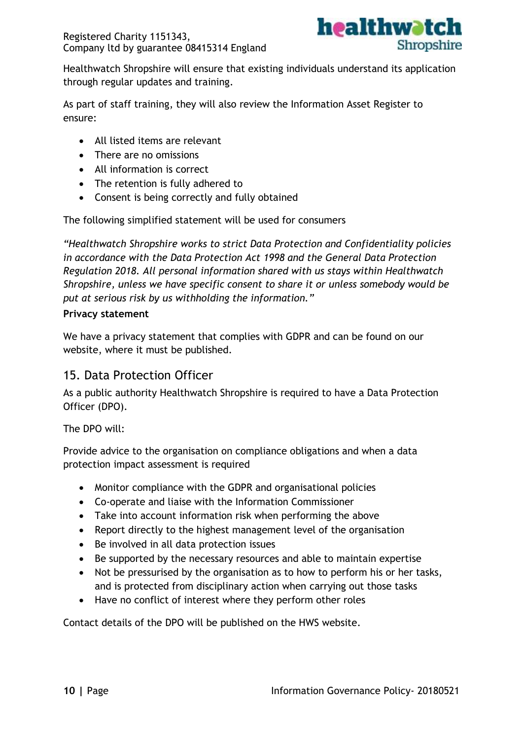Healthwatch Shropshire will ensure that existing individuals understand its application through regular updates and training.

As part of staff training, they will also review the Information Asset Register to ensure:

- All listed items are relevant
- There are no omissions
- All information is correct
- The retention is fully adhered to
- Consent is being correctly and fully obtained

The following simplified statement will be used for consumers

*"Healthwatch Shropshire works to strict Data Protection and Confidentiality policies in accordance with the Data Protection Act 1998 and the General Data Protection Regulation 2018. All personal information shared with us stays within Healthwatch Shropshire, unless we have specific consent to share it or unless somebody would be put at serious risk by us withholding the information."*

**Privacy statement**

We have a privacy statement that complies with GDPR and can be found on our website, where it must be published.

## 15. Data Protection Officer

As a public authority Healthwatch Shropshire is required to have a Data Protection Officer (DPO).

The DPO will:

Provide advice to the organisation on compliance obligations and when a data protection impact assessment is required

- Monitor compliance with the GDPR and organisational policies
- Co-operate and liaise with the Information Commissioner
- Take into account information risk when performing the above
- Report directly to the highest management level of the organisation
- Be involved in all data protection issues
- Be supported by the necessary resources and able to maintain expertise
- Not be pressurised by the organisation as to how to perform his or her tasks, and is protected from disciplinary action when carrying out those tasks
- Have no conflict of interest where they perform other roles

Contact details of the DPO will be published on the HWS website.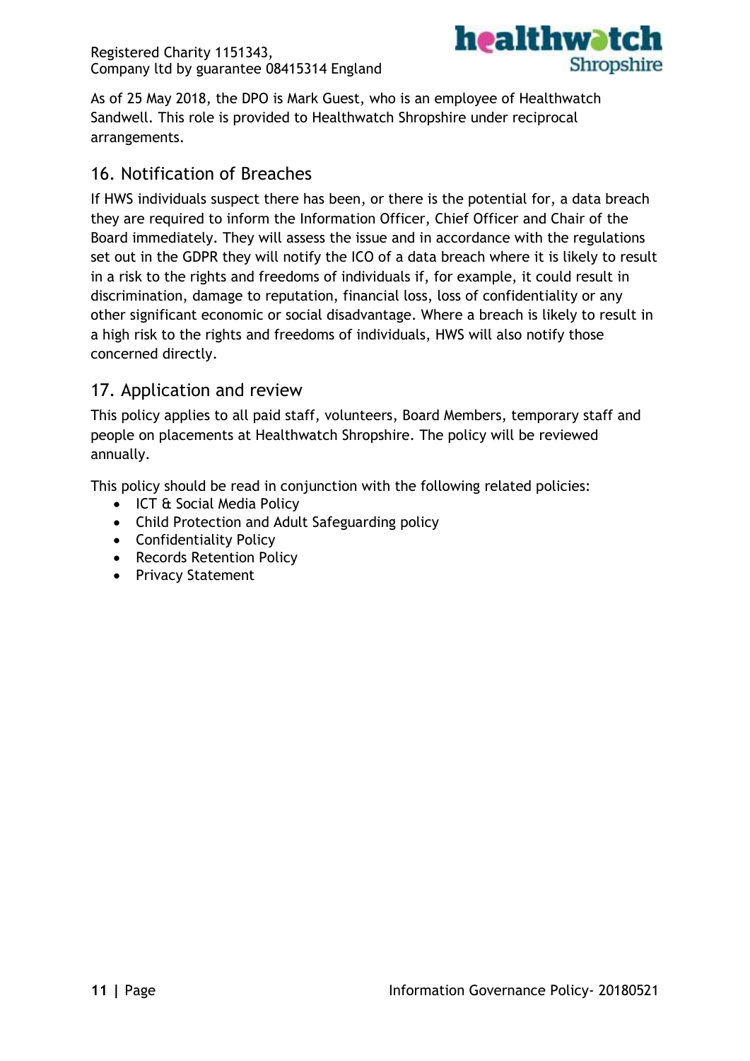As of 25 May 2018, the DPO is Mark Guest, who is an employee of Healthwatch Sandwell. This role is provided to Healthwatch Shropshire under reciprocal arrangements.

## 16. Notification of Breaches

If HWS individuals suspect there has been, or there is the potential for, a data breach they are required to inform the Information Officer, Chief Officer and Chair of the Board immediately. They will assess the issue and in accordance with the regulations set out in the GDPR they will notify the ICO of a data breach where it is likely to result in a risk to the rights and freedoms of individuals if, for example, it could result in discrimination, damage to reputation, financial loss, loss of confidentiality or any other significant economic or social disadvantage. Where a breach is likely to result in a high risk to the rights and freedoms of individuals, HWS will also notify those concerned directly.

## 17. Application and review

This policy applies to all paid staff, volunteers, Board Members, temporary staff and people on placements at Healthwatch Shropshire. The policy will be reviewed annually.

This policy should be read in conjunction with the following related policies:

- ICT & Social Media Policy
- Child Protection and Adult Safeguarding policy
- Confidentiality Policy
- Records Retention Policy
- Privacy Statement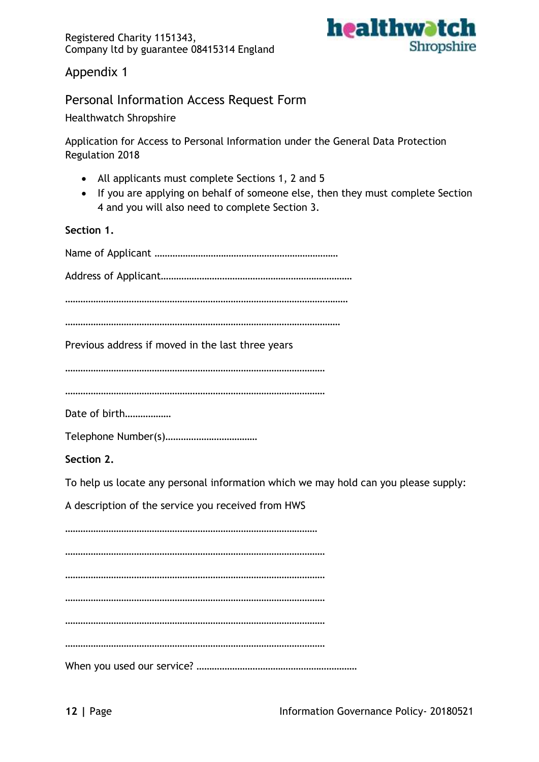Registered Charity 1151343,
Company ltd by guarantee 08415314 England

Appendix 1

## Personal Information Access Request Form

Healthwatch Shropshire

Application for Access to Personal Information under the General Data Protection Regulation 2018

- All applicants must complete Sections 1, 2 and 5
- If you are applying on behalf of someone else, then they must complete Section 4 and you will also need to complete Section 3.

**Section 1.**

Name of Applicant ………………………………………………………………

Address of Applicant…………………………………………………………………

……………………………………………………………………………………………

……………………………………………………………………………………………

Previous address if moved in the last three years

……………………………………………………………………………………

……………………………………………………………………………………

Date of birth………………

Telephone Number(s)………………………………

**Section 2.**

To help us locate any personal information which we may hold can you please supply:

A description of the service you received from HWS

……………………………………………………………………………………

……………………………………………………………………………………

……………………………………………………………………………………

……………………………………………………………………………………

……………………………………………………………………………………

……………………………………………………………………………………

When you used our service? ………………………………………………………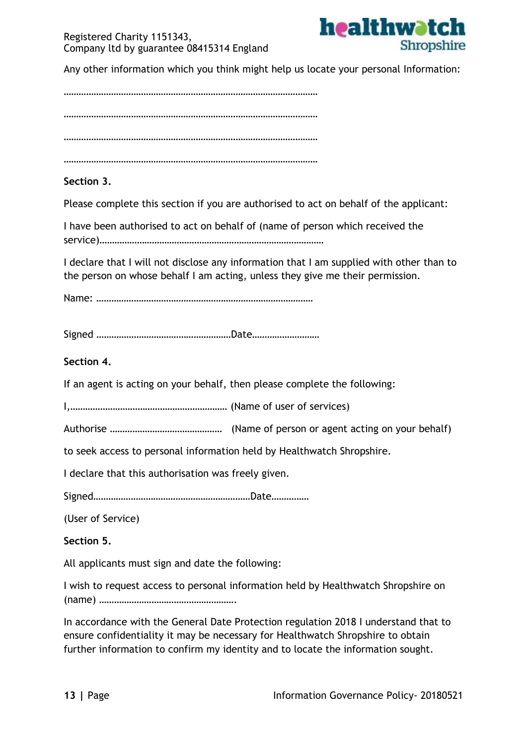Any other information which you think might help us locate your personal Information:

……………………………………………………………………………………………

……………………………………………………………………………………………

……………………………………………………………………………………………

……………………………………………………………………………………………

**Section 3.**

Please complete this section if you are authorised to act on behalf of the applicant:

I have been authorised to act on behalf of (name of person which received the service)……………………………………………………………………………

I declare that I will not disclose any information that I am supplied with other than to the person on whose behalf I am acting, unless they give me their permission.

Name: ……………………………………………………………………………

Signed ………………………………………………Date………………………

**Section 4.**

If an agent is acting on your behalf, then please complete the following:

I,……………………………………………………… (Name of user of services)

Authorise ……………………………………… (Name of person or agent acting on your behalf)

to seek access to personal information held by Healthwatch Shropshire.

I declare that this authorisation was freely given.

Signed………………………………………………………Date……………

(User of Service)

**Section 5.**

All applicants must sign and date the following:

I wish to request access to personal information held by Healthwatch Shropshire on (name) ……………………………………………….

In accordance with the General Date Protection regulation 2018 I understand that to ensure confidentiality it may be necessary for Healthwatch Shropshire to obtain further information to confirm my identity and to locate the information sought.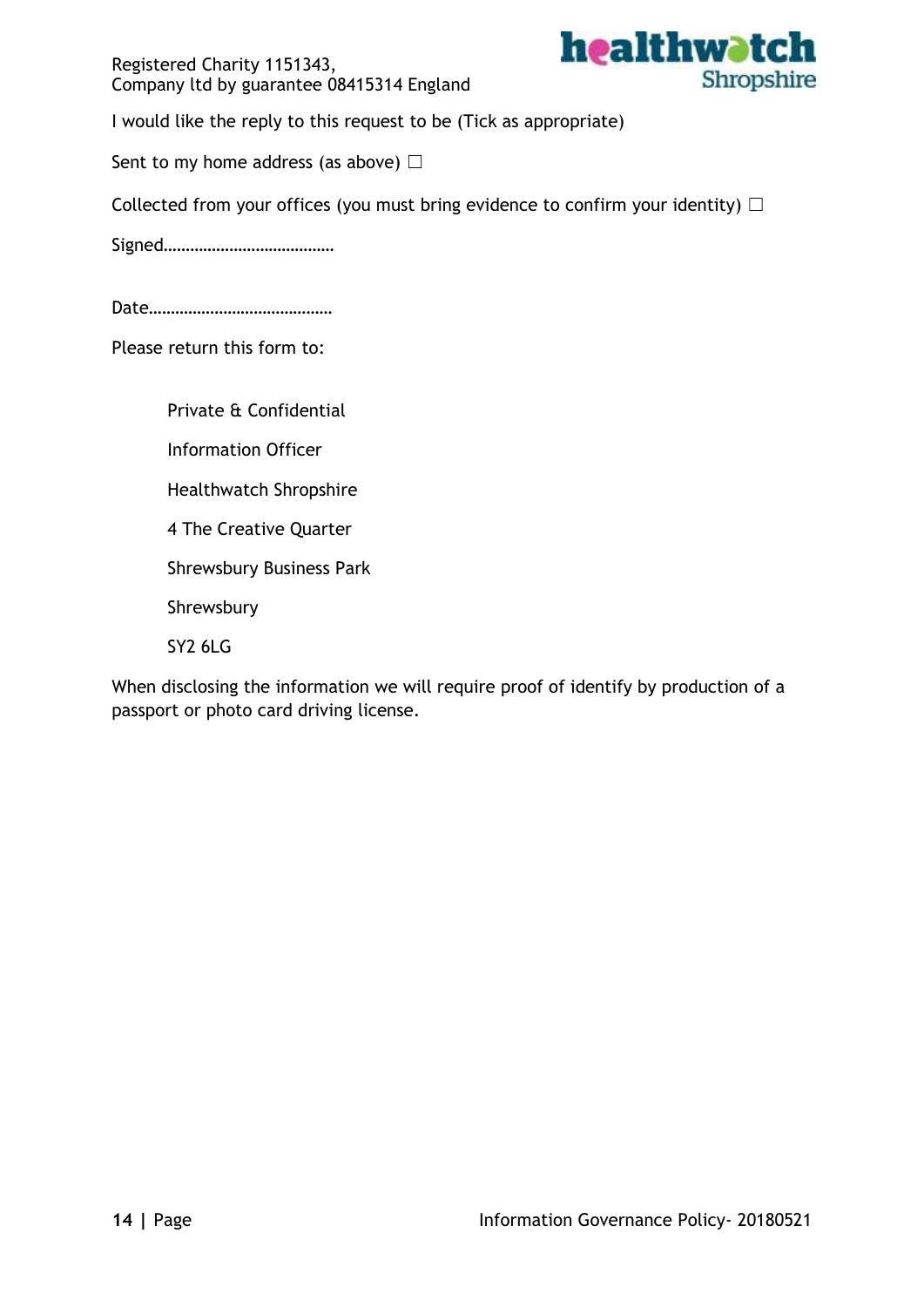I would like the reply to this request to be (Tick as appropriate)

Sent to my home address (as above) ☐

Collected from your offices (you must bring evidence to confirm your identity) ☐

Signed…………………………………

Date……………………………………

Please return this form to:

Private & Confidential

Information Officer

Healthwatch Shropshire

4 The Creative Quarter

Shrewsbury Business Park

Shrewsbury

SY2 6LG

When disclosing the information we will require proof of identify by production of a passport or photo card driving license.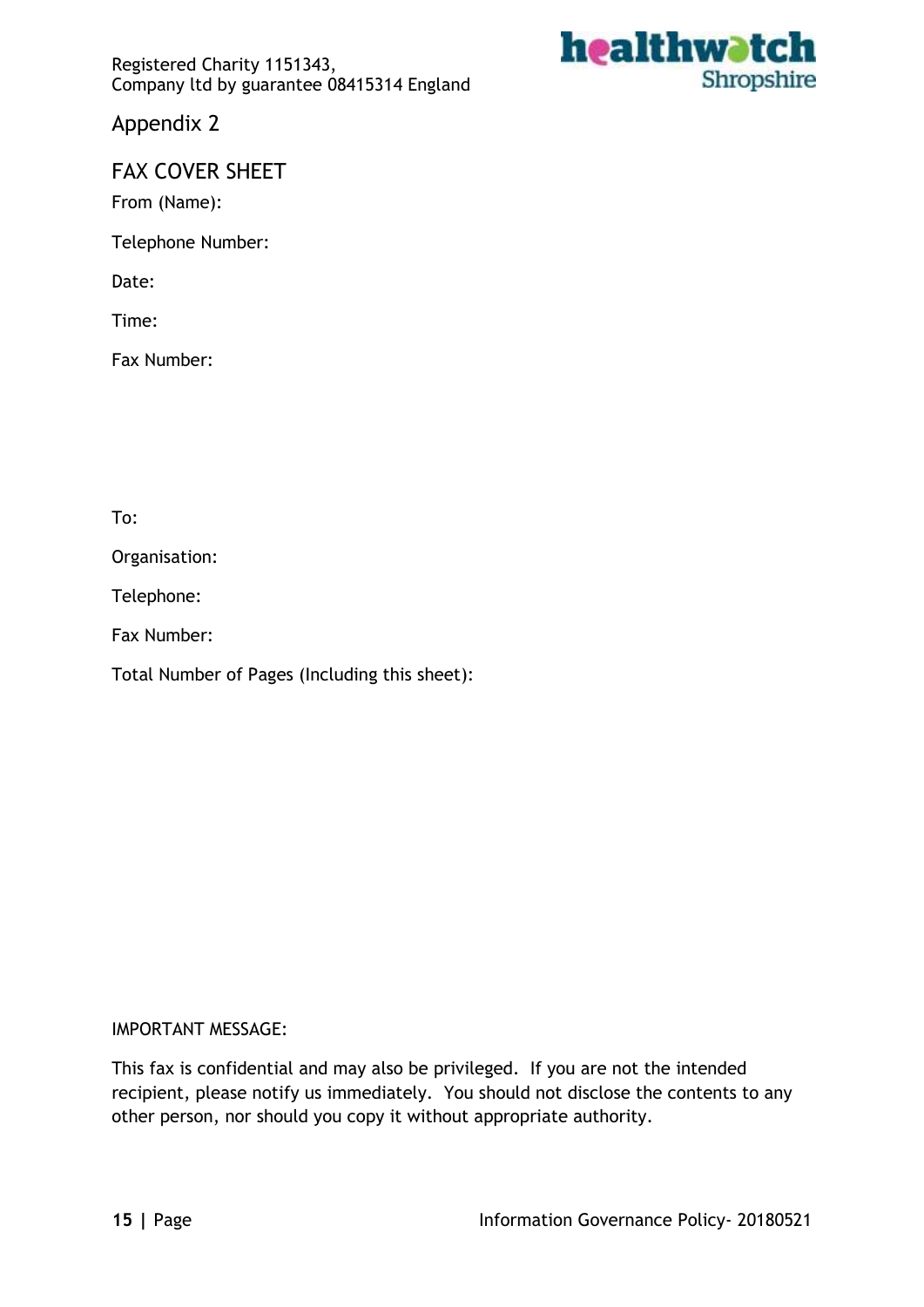Registered Charity 1151343,
Company ltd by guarantee 08415314 England

## Appendix 2

## FAX COVER SHEET

From (Name):

Telephone Number:

Date:

Time:

Fax Number:

To:

Organisation:

Telephone:

Fax Number:

Total Number of Pages (Including this sheet):

IMPORTANT MESSAGE:

This fax is confidential and may also be privileged. If you are not the intended recipient, please notify us immediately. You should not disclose the contents to any other person, nor should you copy it without appropriate authority.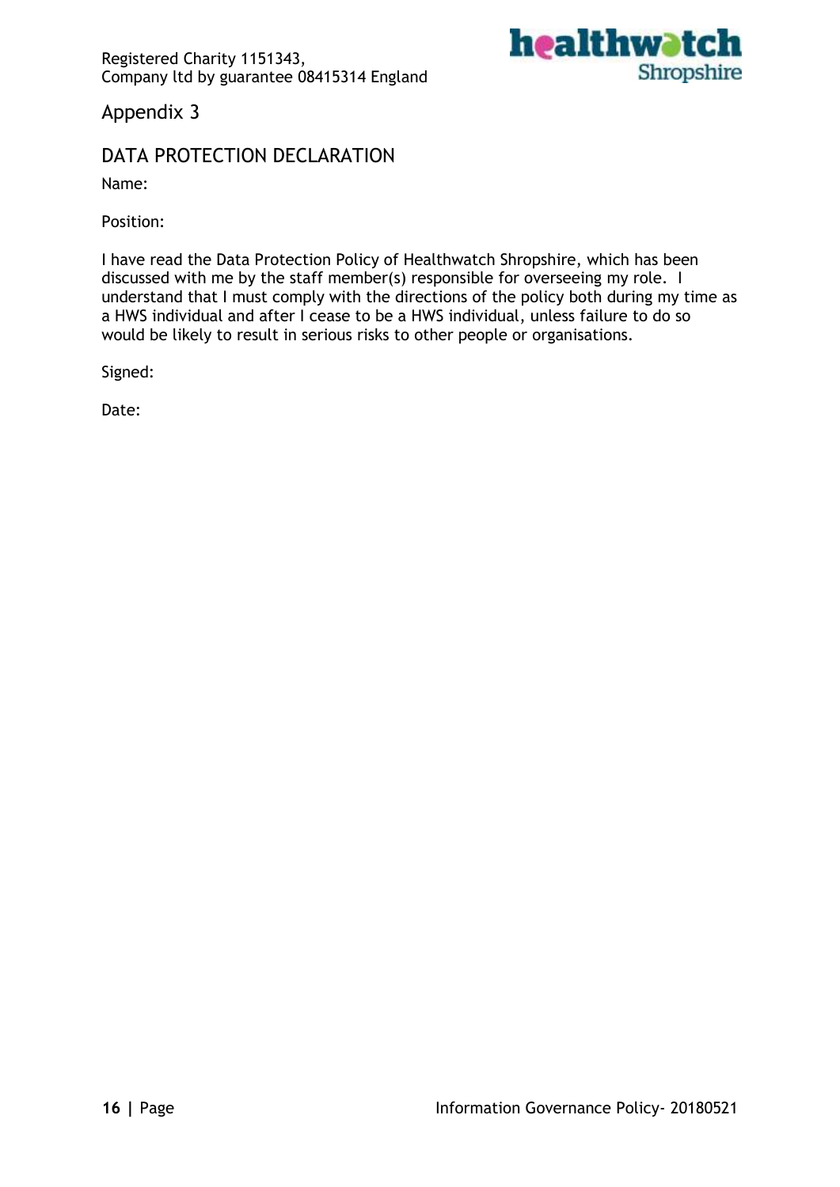Registered Charity 1151343,
Company ltd by guarantee 08415314 England

## Appendix 3

## DATA PROTECTION DECLARATION

Name:

Position:

I have read the Data Protection Policy of Healthwatch Shropshire, which has been discussed with me by the staff member(s) responsible for overseeing my role. I understand that I must comply with the directions of the policy both during my time as a HWS individual and after I cease to be a HWS individual, unless failure to do so would be likely to result in serious risks to other people or organisations.

Signed:

Date: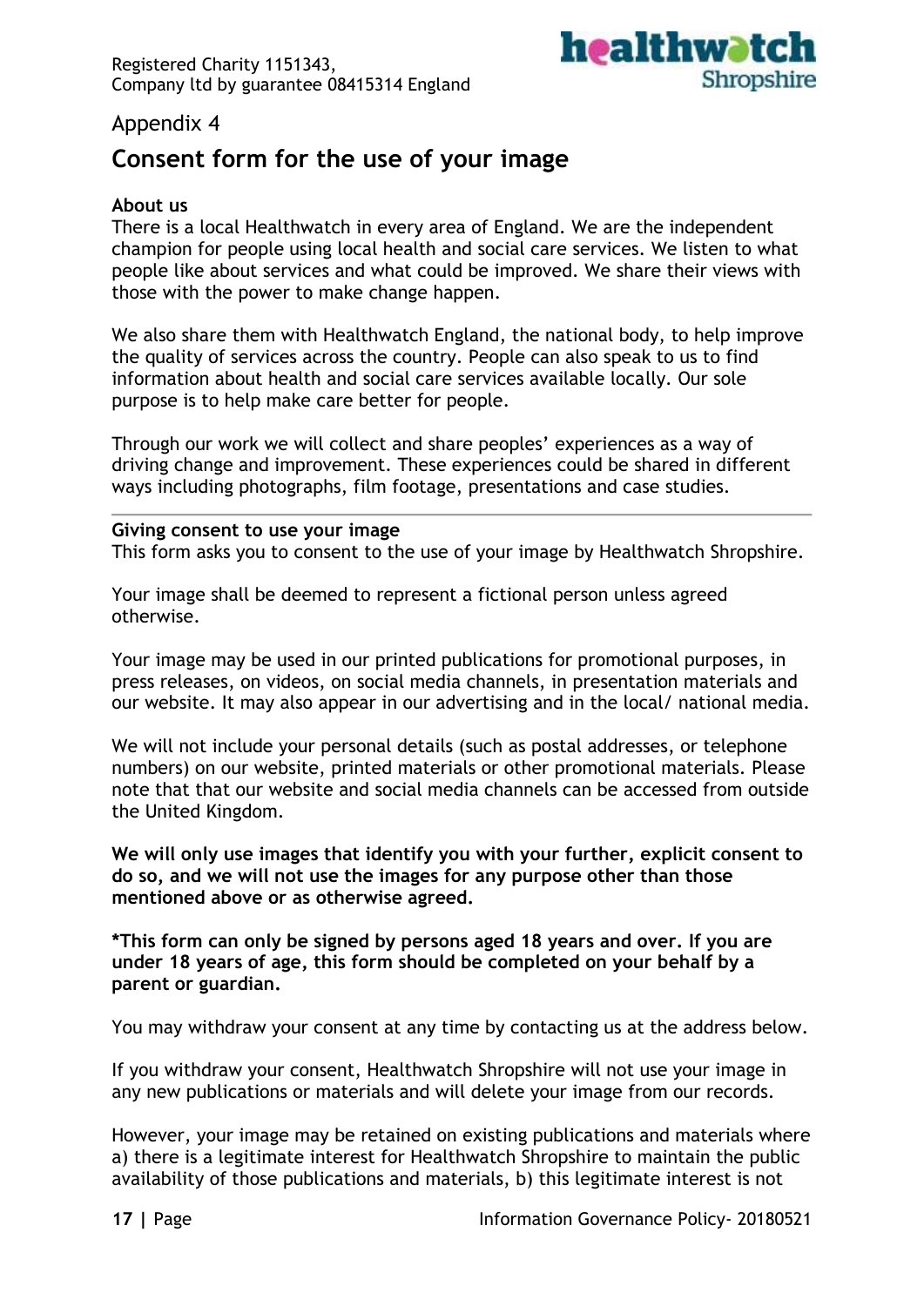Appendix 4

# Consent form for the use of your image

**About us**

There is a local Healthwatch in every area of England. We are the independent champion for people using local health and social care services. We listen to what people like about services and what could be improved. We share their views with those with the power to make change happen.

We also share them with Healthwatch England, the national body, to help improve the quality of services across the country. People can also speak to us to find information about health and social care services available locally. Our sole purpose is to help make care better for people.

Through our work we will collect and share peoples' experiences as a way of driving change and improvement. These experiences could be shared in different ways including photographs, film footage, presentations and case studies.

---

**Giving consent to use your image**

This form asks you to consent to the use of your image by Healthwatch Shropshire.

Your image shall be deemed to represent a fictional person unless agreed otherwise.

Your image may be used in our printed publications for promotional purposes, in press releases, on videos, on social media channels, in presentation materials and our website. It may also appear in our advertising and in the local/ national media.

We will not include your personal details (such as postal addresses, or telephone numbers) on our website, printed materials or other promotional materials. Please note that that our website and social media channels can be accessed from outside the United Kingdom.

**We will only use images that identify you with your further, explicit consent to do so, and we will not use the images for any purpose other than those mentioned above or as otherwise agreed.**

***This form can only be signed by persons aged 18 years and over. If you are under 18 years of age, this form should be completed on your behalf by a parent or guardian.**

You may withdraw your consent at any time by contacting us at the address below.

If you withdraw your consent, Healthwatch Shropshire will not use your image in any new publications or materials and will delete your image from our records.

However, your image may be retained on existing publications and materials where a) there is a legitimate interest for Healthwatch Shropshire to maintain the public availability of those publications and materials, b) this legitimate interest is not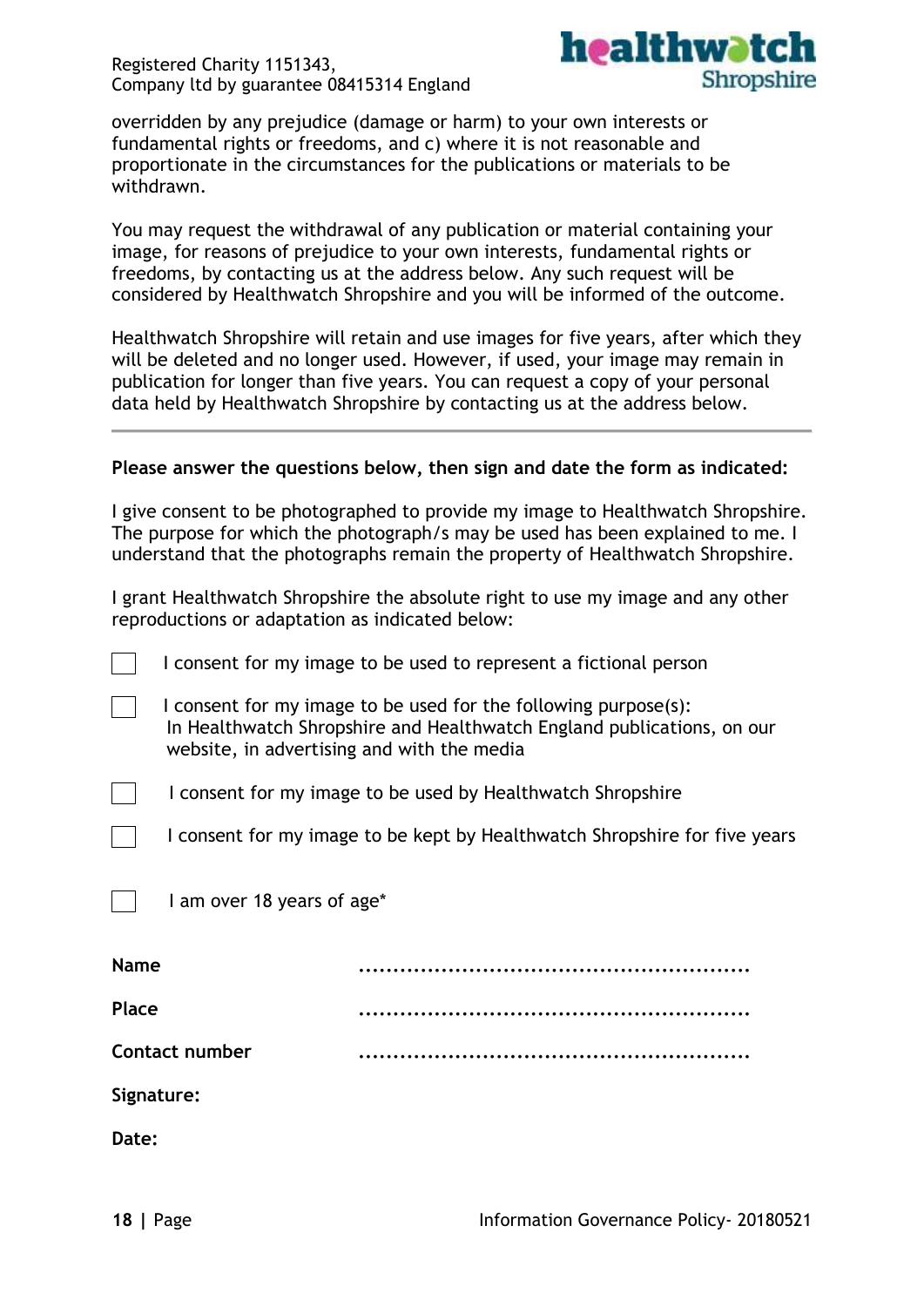overridden by any prejudice (damage or harm) to your own interests or fundamental rights or freedoms, and c) where it is not reasonable and proportionate in the circumstances for the publications or materials to be withdrawn.

You may request the withdrawal of any publication or material containing your image, for reasons of prejudice to your own interests, fundamental rights or freedoms, by contacting us at the address below. Any such request will be considered by Healthwatch Shropshire and you will be informed of the outcome.

Healthwatch Shropshire will retain and use images for five years, after which they will be deleted and no longer used. However, if used, your image may remain in publication for longer than five years. You can request a copy of your personal data held by Healthwatch Shropshire by contacting us at the address below.

---

**Please answer the questions below, then sign and date the form as indicated:**

I give consent to be photographed to provide my image to Healthwatch Shropshire. The purpose for which the photograph/s may be used has been explained to me. I understand that the photographs remain the property of Healthwatch Shropshire.

I grant Healthwatch Shropshire the absolute right to use my image and any other reproductions or adaptation as indicated below:

- [ ] I consent for my image to be used to represent a fictional person
- [ ] I consent for my image to be used for the following purpose(s): In Healthwatch Shropshire and Healthwatch England publications, on our website, in advertising and with the media
- [ ] I consent for my image to be used by Healthwatch Shropshire
- [ ] I consent for my image to be kept by Healthwatch Shropshire for five years

- [ ] I am over 18 years of age*

**Name** ..........................................................

**Place** ..........................................................

**Contact number** ..........................................................

**Signature:**

**Date:**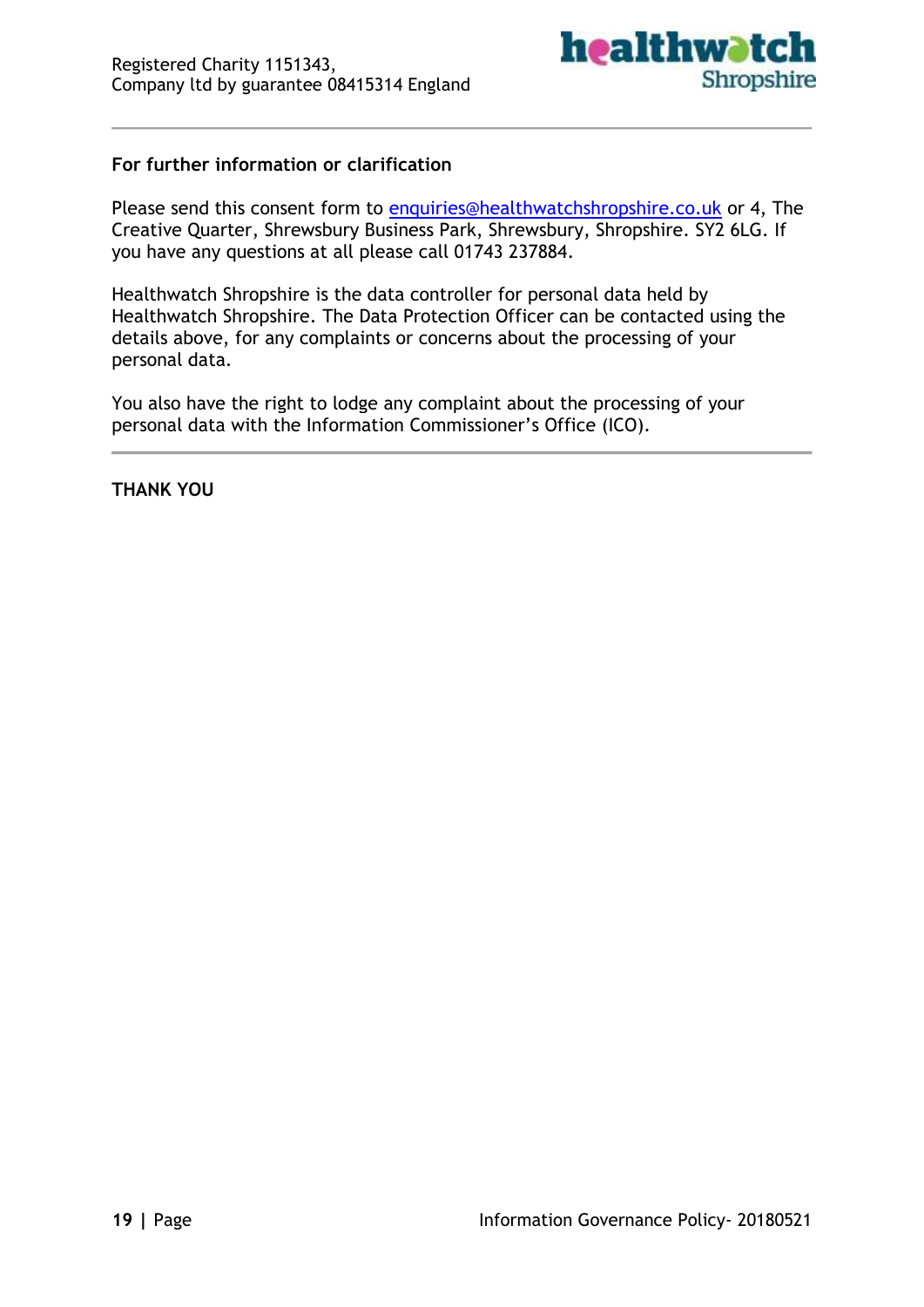**For further information or clarification**

Please send this consent form to enquiries@healthwatchshropshire.co.uk or 4, The Creative Quarter, Shrewsbury Business Park, Shrewsbury, Shropshire. SY2 6LG. If you have any questions at all please call 01743 237884.

Healthwatch Shropshire is the data controller for personal data held by Healthwatch Shropshire. The Data Protection Officer can be contacted using the details above, for any complaints or concerns about the processing of your personal data.

You also have the right to lodge any complaint about the processing of your personal data with the Information Commissioner's Office (ICO).

---

**THANK YOU**